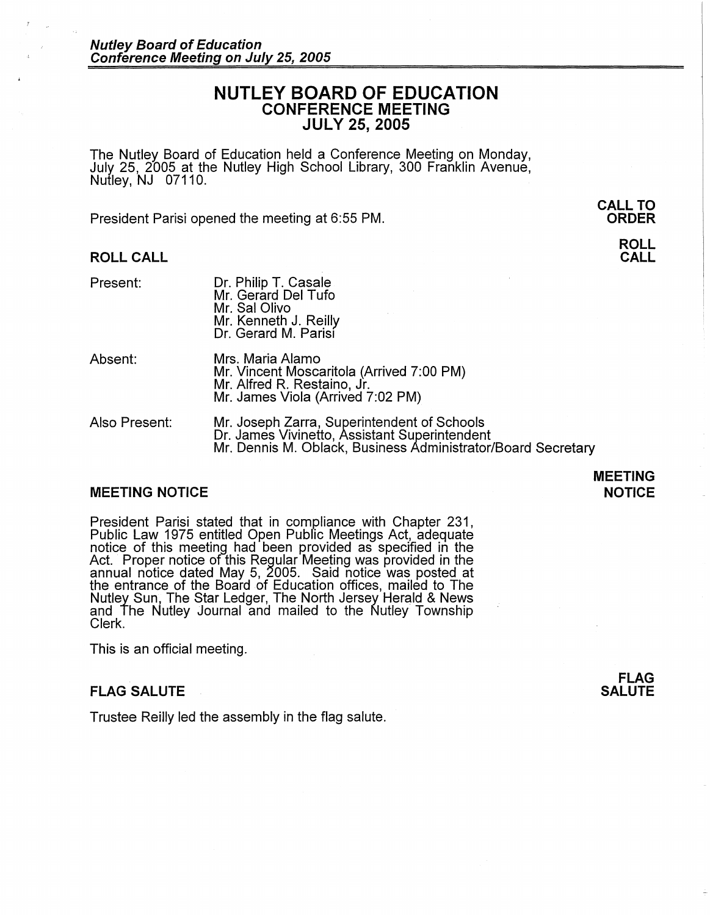# NUTLEY BOARD OF EDUCATION
## CONFERENCE MEETING
## JULY 25, 2005

The Nutley Board of Education held a Conference Meeting on Monday, July 25, 2005 at the Nutley High School Library, 300 Franklin Avenue, Nutley, NJ 07110.

**CALL TO ORDER**

President Parisi opened the meeting at 6:55 PM.

## ROLL CALL

| | |
|---|---|
| Present: | Dr. Philip T. Casale<br>Mr. Gerard Del Tufo<br>Mr. Sal Olivo<br>Mr. Kenneth J. Reilly<br>Dr. Gerard M. Parisi |
| Absent: | Mrs. Maria Alamo<br>Mr. Vincent Moscaritola (Arrived 7:00 PM)<br>Mr. Alfred R. Restaino, Jr.<br>Mr. James Viola (Arrived 7:02 PM) |
| Also Present: | Mr. Joseph Zarra, Superintendent of Schools<br>Dr. James Vivinetto, Assistant Superintendent<br>Mr. Dennis M. Oblack, Business Administrator/Board Secretary |

## MEETING NOTICE

President Parisi stated that in compliance with Chapter 231, Public Law 1975 entitled Open Public Meetings Act, adequate notice of this meeting had been provided as specified in the Act. Proper notice of this Regular Meeting was provided in the annual notice dated May 5, 2005. Said notice was posted at the entrance of the Board of Education offices, mailed to The Nutley Sun, The Star Ledger, The North Jersey Herald & News and The Nutley Journal and mailed to the Nutley Township Clerk.

This is an official meeting.

## FLAG SALUTE

Trustee Reilly led the assembly in the flag salute.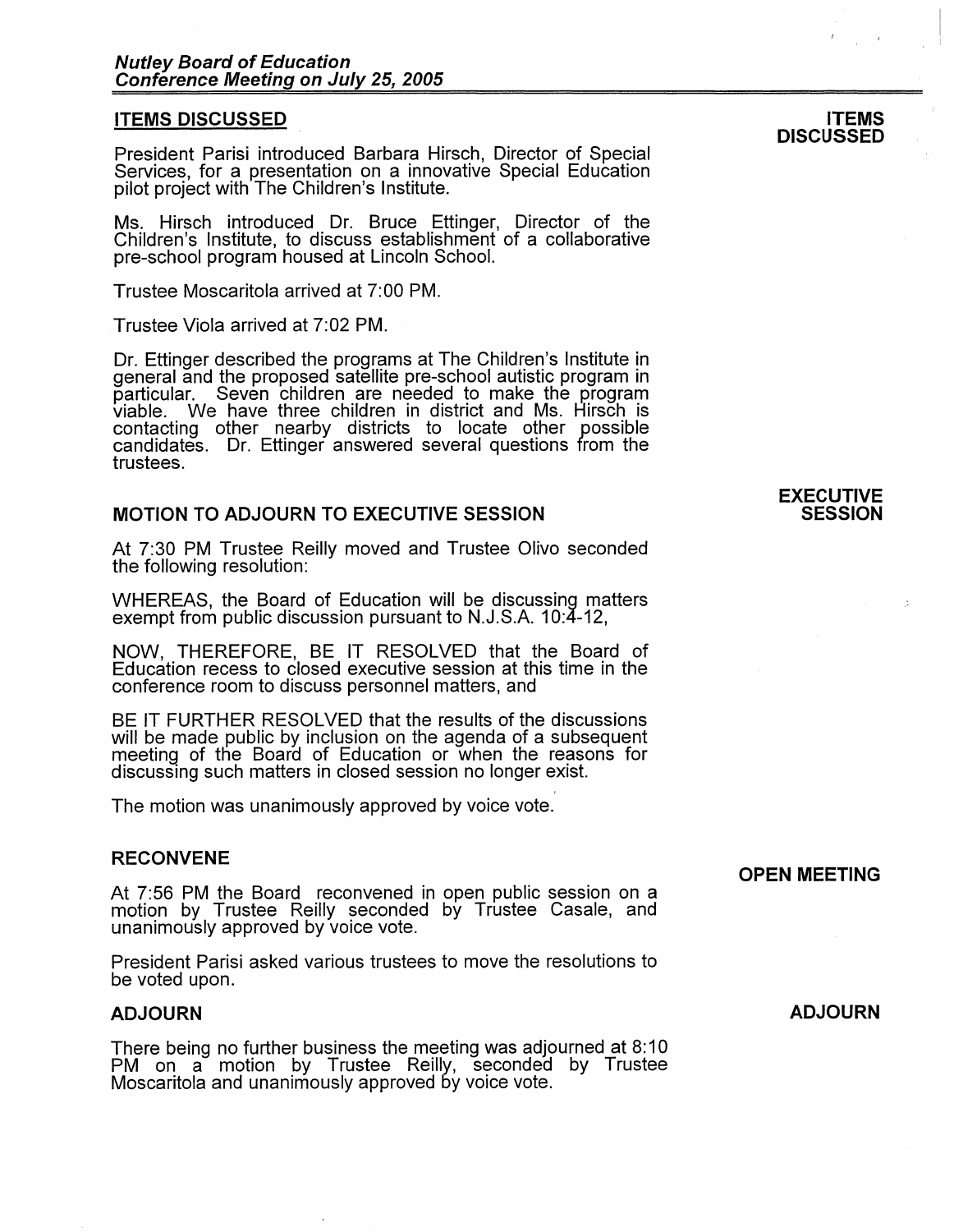## ITEMS DISCUSSED

**ITEMS DISCUSSED**

President Parisi introduced Barbara Hirsch, Director of Special Services, for a presentation on a innovative Special Education pilot project with The Children's Institute.

Ms. Hirsch introduced Dr. Bruce Ettinger, Director of the Children's Institute, to discuss establishment of a collaborative pre-school program housed at Lincoln School.

Trustee Moscaritola arrived at 7:00 PM.

Trustee Viola arrived at 7:02 PM.

Dr. Ettinger described the programs at The Children's Institute in general and the proposed satellite pre-school autistic program in particular. Seven children are needed to make the program viable. We have three children in district and Ms. Hirsch is contacting other nearby districts to locate other possible candidates. Dr. Ettinger answered several questions from the trustees.

### MOTION TO ADJOURN TO EXECUTIVE SESSION

**EXECUTIVE SESSION**

At 7:30 PM Trustee Reilly moved and Trustee Olivo seconded the following resolution:

WHEREAS, the Board of Education will be discussing matters exempt from public discussion pursuant to N.J.S.A. 10:4-12,

NOW, THEREFORE, BE IT RESOLVED that the Board of Education recess to closed executive session at this time in the conference room to discuss personnel matters, and

BE IT FURTHER RESOLVED that the results of the discussions will be made public by inclusion on the agenda of a subsequent meeting of the Board of Education or when the reasons for discussing such matters in closed session no longer exist.

The motion was unanimously approved by voice vote.

### RECONVENE

**OPEN MEETING**

At 7:56 PM the Board reconvened in open public session on a motion by Trustee Reilly seconded by Trustee Casale, and unanimously approved by voice vote.

President Parisi asked various trustees to move the resolutions to be voted upon.

### ADJOURN

**ADJOURN**

There being no further business the meeting was adjourned at 8:10 PM on a motion by Trustee Reilly, seconded by Trustee Moscaritola and unanimously approved by voice vote.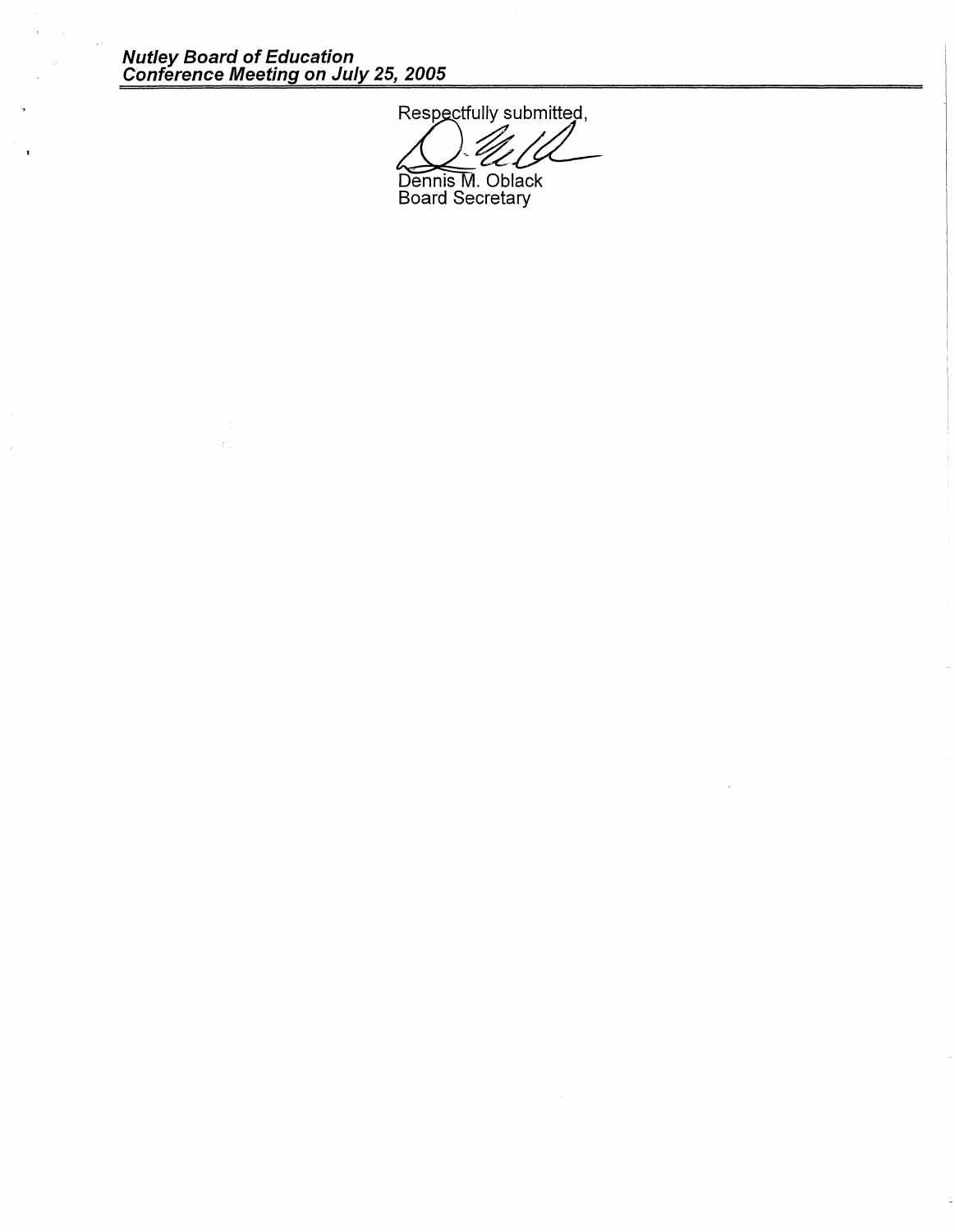Respectfully submitted,

Dennis M. Oblack
Board Secretary